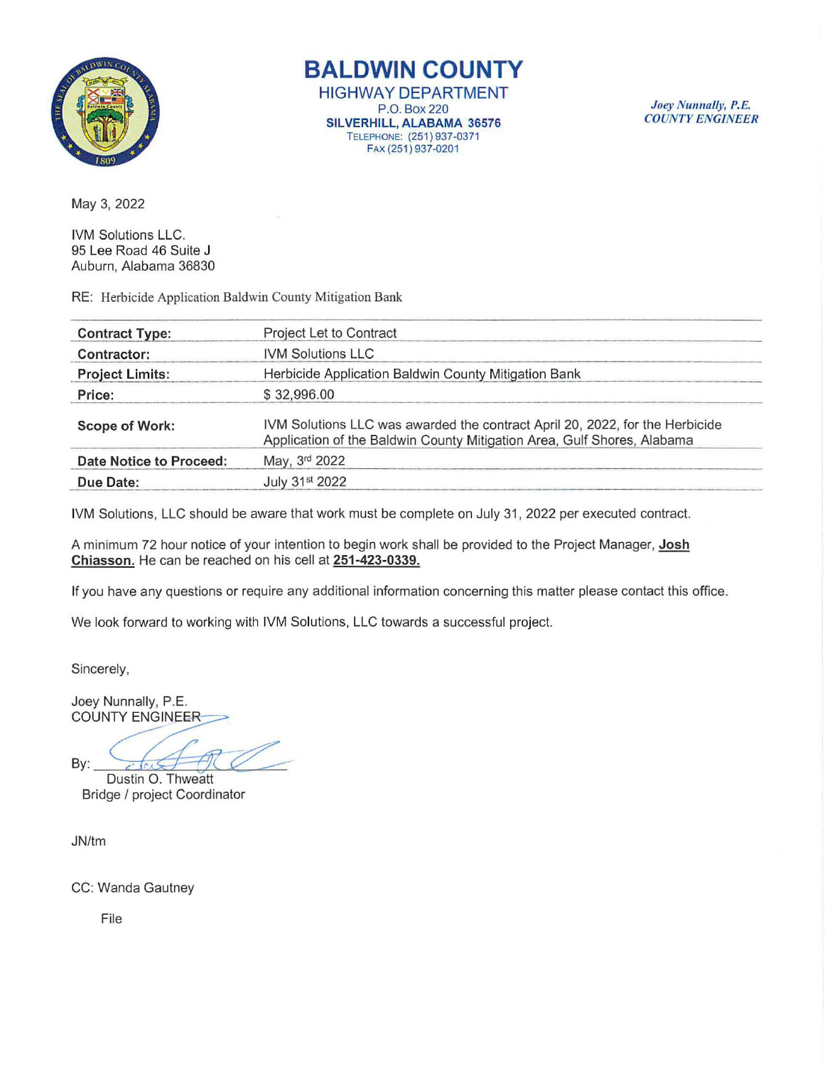# BALDWIN COUNTY

## HIGHWAY DEPARTMENT

P.O. Box 220
**SILVERHILL, ALABAMA 36576**
TELEPHONE: (251) 937-0371
FAX (251) 937-0201

*Joey Nunnally, P.E.*
*COUNTY ENGINEER*

May 3, 2022

IVM Solutions LLC.
95 Lee Road 46 Suite J
Auburn, Alabama 36830

RE: Herbicide Application Baldwin County Mitigation Bank

| | |
|---|---|
| **Contract Type:** | Project Let to Contract |
| **Contractor:** | IVM Solutions LLC |
| **Project Limits:** | Herbicide Application Baldwin County Mitigation Bank |
| **Price:** | $ 32,996.00 |
| **Scope of Work:** | IVM Solutions LLC was awarded the contract April 20, 2022, for the Herbicide Application of the Baldwin County Mitigation Area, Gulf Shores, Alabama |
| **Date Notice to Proceed:** | May, 3rd 2022 |
| **Due Date:** | July 31st 2022 |

IVM Solutions, LLC should be aware that work must be complete on July 31, 2022 per executed contract.

A minimum 72 hour notice of your intention to begin work shall be provided to the Project Manager, **Josh Chiasson.** He can be reached on his cell at **251-423-0339.**

If you have any questions or require any additional information concerning this matter please contact this office.

We look forward to working with IVM Solutions, LLC towards a successful project.

Sincerely,

Joey Nunnally, P.E.
COUNTY ENGINEER

By: ___________________
Dustin O. Thweatt
Bridge / project Coordinator

JN/tm

CC: Wanda Gautney

File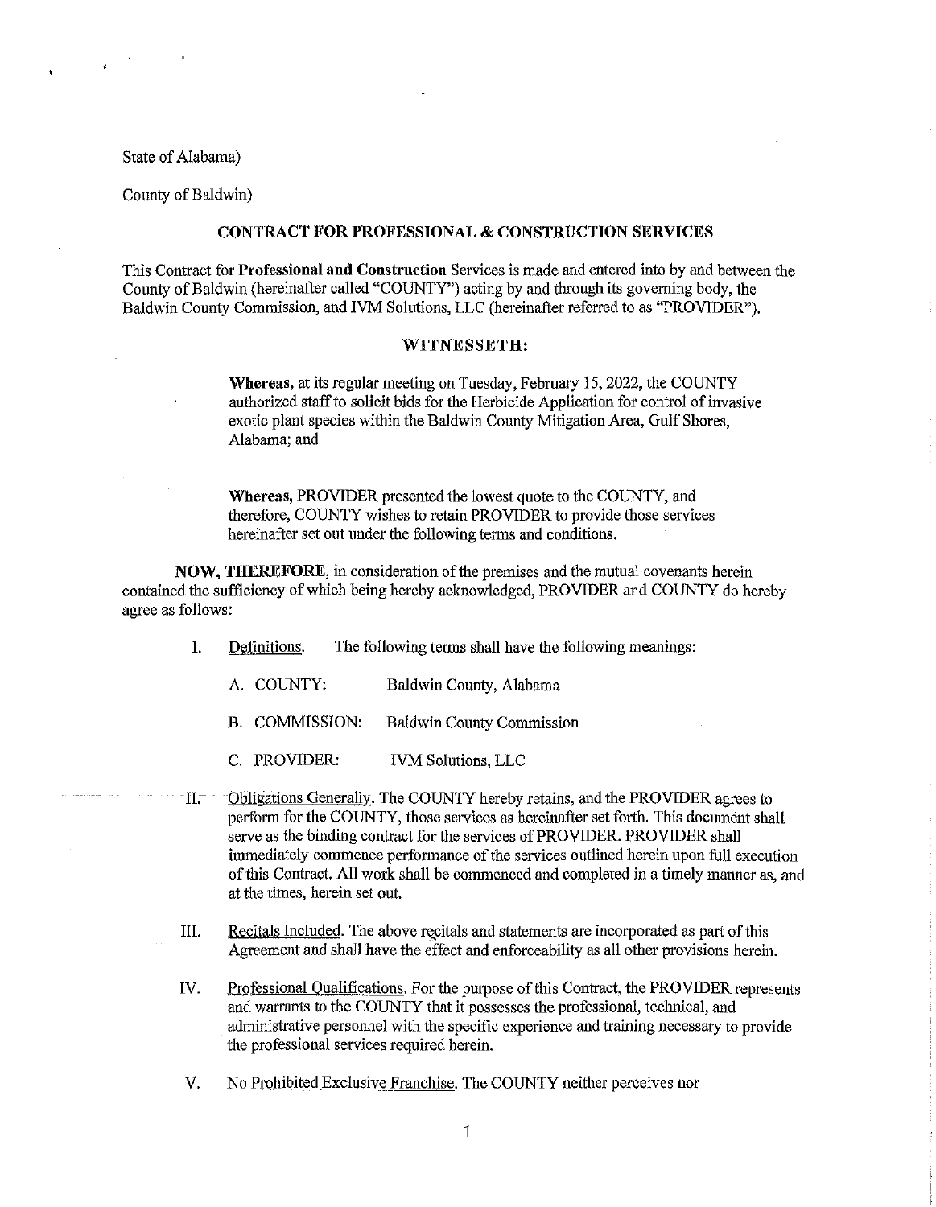State of Alabama)

County of Baldwin)

**CONTRACT FOR PROFESSIONAL & CONSTRUCTION SERVICES**

This Contract for **Professional and Construction** Services is made and entered into by and between the County of Baldwin (hereinafter called "COUNTY") acting by and through its governing body, the Baldwin County Commission, and IVM Solutions, LLC (hereinafter referred to as "PROVIDER").

**WITNESSETH:**

> **Whereas,** at its regular meeting on Tuesday, February 15, 2022, the COUNTY authorized staff to solicit bids for the Herbicide Application for control of invasive exotic plant species within the Baldwin County Mitigation Area, Gulf Shores, Alabama; and
>
> **Whereas,** PROVIDER presented the lowest quote to the COUNTY, and therefore, COUNTY wishes to retain PROVIDER to provide those services hereinafter set out under the following terms and conditions.

**NOW, THEREFORE,** in consideration of the premises and the mutual covenants herein contained the sufficiency of which being hereby acknowledged, PROVIDER and COUNTY do hereby agree as follows:

I. Definitions. The following terms shall have the following meanings:

   A. COUNTY: Baldwin County, Alabama

   B. COMMISSION: Baldwin County Commission

   C. PROVIDER: IVM Solutions, LLC

II. Obligations Generally. The COUNTY hereby retains, and the PROVIDER agrees to perform for the COUNTY, those services as hereinafter set forth. This document shall serve as the binding contract for the services of PROVIDER. PROVIDER shall immediately commence performance of the services outlined herein upon full execution of this Contract. All work shall be commenced and completed in a timely manner as, and at the times, herein set out.

III. Recitals Included. The above recitals and statements are incorporated as part of this Agreement and shall have the effect and enforceability as all other provisions herein.

IV. Professional Qualifications. For the purpose of this Contract, the PROVIDER represents and warrants to the COUNTY that it possesses the professional, technical, and administrative personnel with the specific experience and training necessary to provide the professional services required herein.

V. No Prohibited Exclusive Franchise. The COUNTY neither perceives nor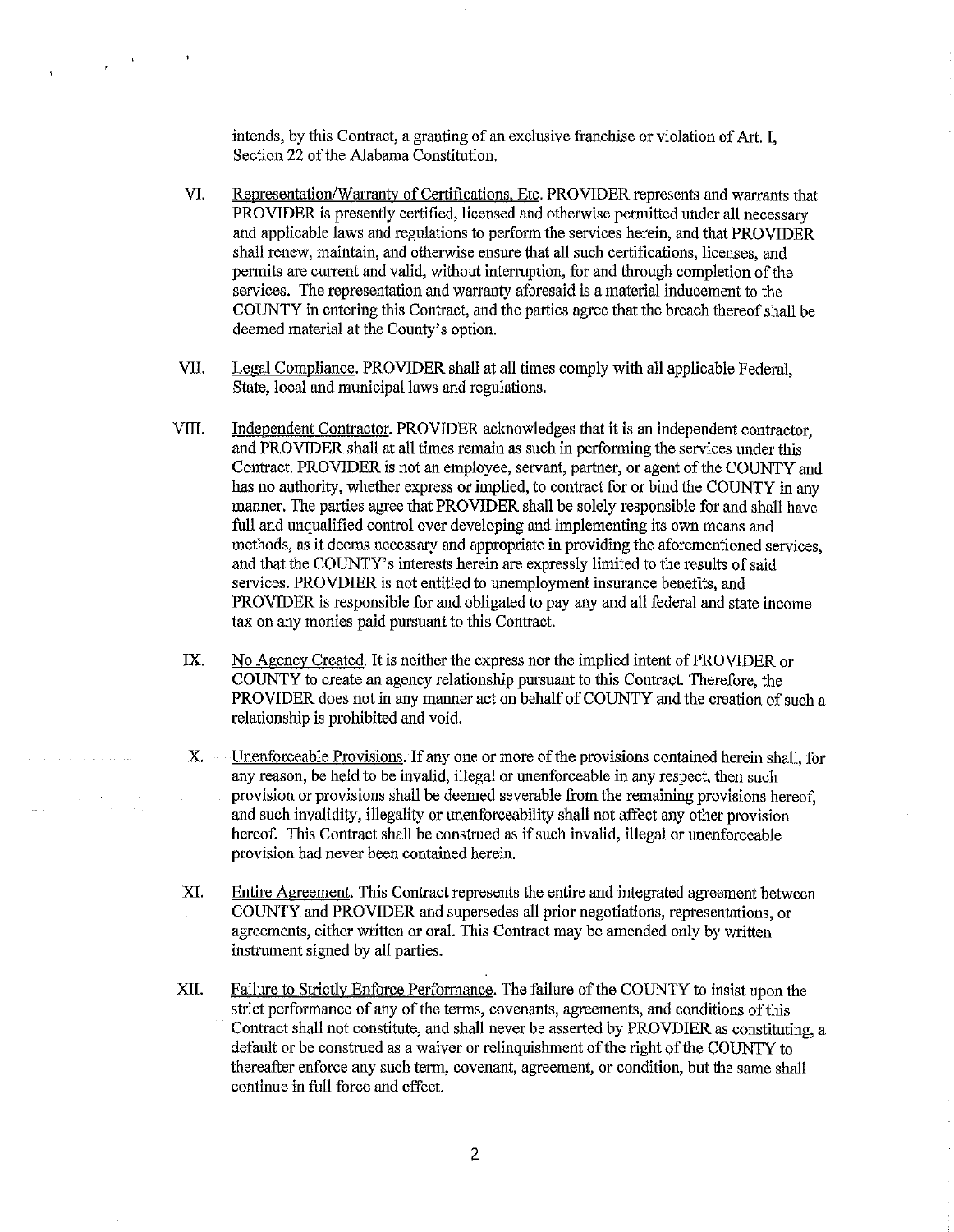intends, by this Contract, a granting of an exclusive franchise or violation of Art. I, Section 22 of the Alabama Constitution.

VI. Representation/Warranty of Certifications, Etc. PROVIDER represents and warrants that PROVIDER is presently certified, licensed and otherwise permitted under all necessary and applicable laws and regulations to perform the services herein, and that PROVIDER shall renew, maintain, and otherwise ensure that all such certifications, licenses, and permits are current and valid, without interruption, for and through completion of the services. The representation and warranty aforesaid is a material inducement to the COUNTY in entering this Contract, and the parties agree that the breach thereof shall be deemed material at the County's option.

VII. Legal Compliance. PROVIDER shall at all times comply with all applicable Federal, State, local and municipal laws and regulations.

VIII. Independent Contractor. PROVIDER acknowledges that it is an independent contractor, and PROVIDER shall at all times remain as such in performing the services under this Contract. PROVIDER is not an employee, servant, partner, or agent of the COUNTY and has no authority, whether express or implied, to contract for or bind the COUNTY in any manner. The parties agree that PROVIDER shall be solely responsible for and shall have full and unqualified control over developing and implementing its own means and methods, as it deems necessary and appropriate in providing the aforementioned services, and that the COUNTY's interests herein are expressly limited to the results of said services. PROVDIER is not entitled to unemployment insurance benefits, and PROVIDER is responsible for and obligated to pay any and all federal and state income tax on any monies paid pursuant to this Contract.

IX. No Agency Created. It is neither the express nor the implied intent of PROVIDER or COUNTY to create an agency relationship pursuant to this Contract. Therefore, the PROVIDER does not in any manner act on behalf of COUNTY and the creation of such a relationship is prohibited and void.

X. Unenforceable Provisions. If any one or more of the provisions contained herein shall, for any reason, be held to be invalid, illegal or unenforceable in any respect, then such provision or provisions shall be deemed severable from the remaining provisions hereof, and such invalidity, illegality or unenforceability shall not affect any other provision hereof. This Contract shall be construed as if such invalid, illegal or unenforceable provision had never been contained herein.

XI. Entire Agreement. This Contract represents the entire and integrated agreement between COUNTY and PROVIDER and supersedes all prior negotiations, representations, or agreements, either written or oral. This Contract may be amended only by written instrument signed by all parties.

XII. Failure to Strictly Enforce Performance. The failure of the COUNTY to insist upon the strict performance of any of the terms, covenants, agreements, and conditions of this Contract shall not constitute, and shall never be asserted by PROVDIER as constituting, a default or be construed as a waiver or relinquishment of the right of the COUNTY to thereafter enforce any such term, covenant, agreement, or condition, but the same shall continue in full force and effect.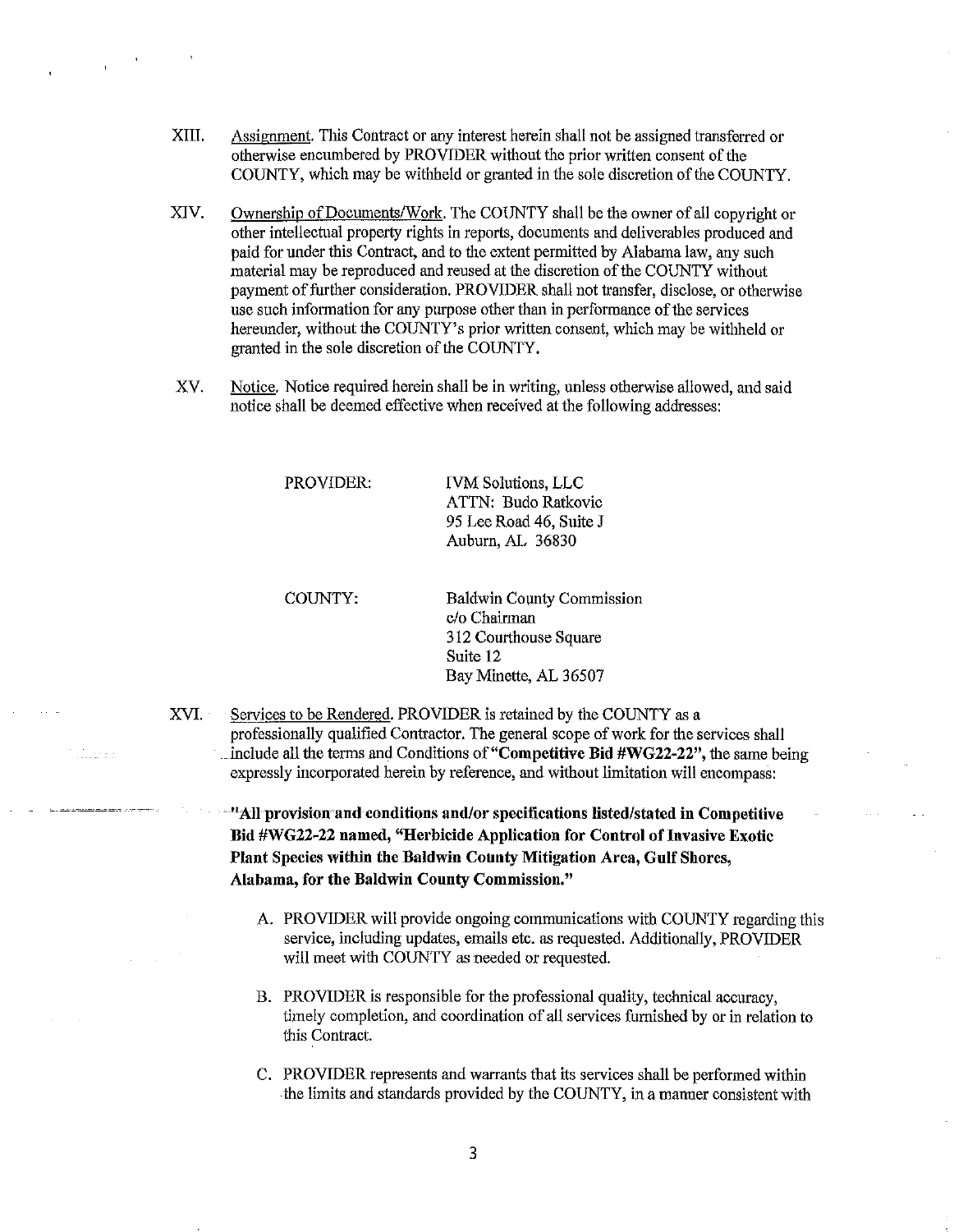XIII. Assignment. This Contract or any interest herein shall not be assigned transferred or otherwise encumbered by PROVIDER without the prior written consent of the COUNTY, which may be withheld or granted in the sole discretion of the COUNTY.

XIV. Ownership of Documents/Work. The COUNTY shall be the owner of all copyright or other intellectual property rights in reports, documents and deliverables produced and paid for under this Contract, and to the extent permitted by Alabama law, any such material may be reproduced and reused at the discretion of the COUNTY without payment of further consideration. PROVIDER shall not transfer, disclose, or otherwise use such information for any purpose other than in performance of the services hereunder, without the COUNTY's prior written consent, which may be withheld or granted in the sole discretion of the COUNTY.

XV. Notice. Notice required herein shall be in writing, unless otherwise allowed, and said notice shall be deemed effective when received at the following addresses:

PROVIDER:
IVM Solutions, LLC
ATTN: Budo Ratkovic
95 Lee Road 46, Suite J
Auburn, AL 36830

COUNTY:
Baldwin County Commission
c/o Chairman
312 Courthouse Square
Suite 12
Bay Minette, AL 36507

XVI. Services to be Rendered. PROVIDER is retained by the COUNTY as a professionally qualified Contractor. The general scope of work for the services shall include all the terms and Conditions of **"Competitive Bid #WG22-22"**, the same being expressly incorporated herein by reference, and without limitation will encompass:

**"All provision and conditions and/or specifications listed/stated in Competitive Bid #WG22-22 named, "Herbicide Application for Control of Invasive Exotic Plant Species within the Baldwin County Mitigation Area, Gulf Shores, Alabama, for the Baldwin County Commission."**

A. PROVIDER will provide ongoing communications with COUNTY regarding this service, including updates, emails etc. as requested. Additionally, PROVIDER will meet with COUNTY as needed or requested.

B. PROVIDER is responsible for the professional quality, technical accuracy, timely completion, and coordination of all services furnished by or in relation to this Contract.

C. PROVIDER represents and warrants that its services shall be performed within the limits and standards provided by the COUNTY, in a manner consistent with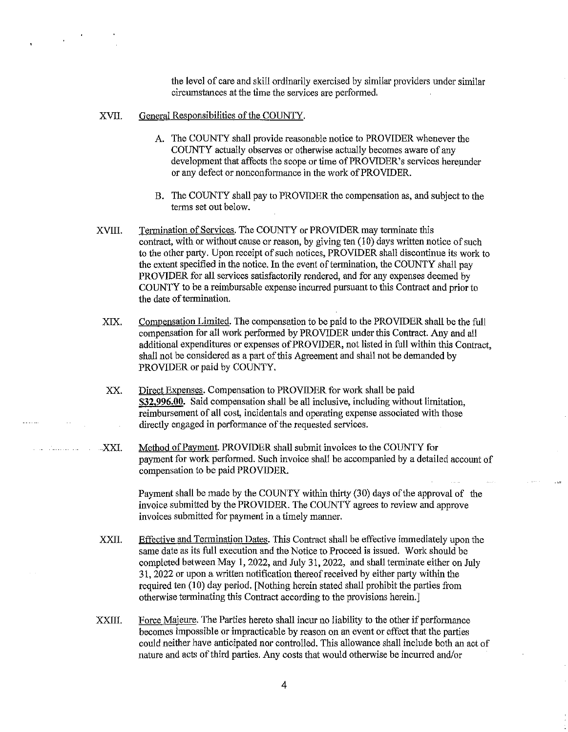the level of care and skill ordinarily exercised by similar providers under similar circumstances at the time the services are performed.

XVII. General Responsibilities of the COUNTY.

A. The COUNTY shall provide reasonable notice to PROVIDER whenever the COUNTY actually observes or otherwise actually becomes aware of any development that affects the scope or time of PROVIDER's services hereunder or any defect or nonconformance in the work of PROVIDER.

B. The COUNTY shall pay to PROVIDER the compensation as, and subject to the terms set out below.

XVIII. Termination of Services. The COUNTY or PROVIDER may terminate this contract, with or without cause or reason, by giving ten (10) days written notice of such to the other party. Upon receipt of such notices, PROVIDER shall discontinue its work to the extent specified in the notice. In the event of termination, the COUNTY shall pay PROVIDER for all services satisfactorily rendered, and for any expenses deemed by COUNTY to be a reimbursable expense incurred pursuant to this Contract and prior to the date of termination.

XIX. Compensation Limited. The compensation to be paid to the PROVIDER shall be the full compensation for all work performed by PROVIDER under this Contract. Any and all additional expenditures or expenses of PROVIDER, not listed in full within this Contract, shall not be considered as a part of this Agreement and shall not be demanded by PROVIDER or paid by COUNTY.

XX. Direct Expenses. Compensation to PROVIDER for work shall be paid **$32,996.00.** Said compensation shall be all inclusive, including without limitation, reimbursement of all cost, incidentals and operating expense associated with those directly engaged in performance of the requested services.

XXI. Method of Payment. PROVIDER shall submit invoices to the COUNTY for payment for work performed. Such invoice shall be accompanied by a detailed account of compensation to be paid PROVIDER.

Payment shall be made by the COUNTY within thirty (30) days of the approval of the invoice submitted by the PROVIDER. The COUNTY agrees to review and approve invoices submitted for payment in a timely manner.

XXII. Effective and Termination Dates. This Contract shall be effective immediately upon the same date as its full execution and the Notice to Proceed is issued. Work should be completed between May 1, 2022, and July 31, 2022, and shall terminate either on July 31, 2022 or upon a written notification thereof received by either party within the required ten (10) day period. [Nothing herein stated shall prohibit the parties from otherwise terminating this Contract according to the provisions herein.]

XXIII. Force Majeure. The Parties hereto shall incur no liability to the other if performance becomes impossible or impracticable by reason on an event or effect that the parties could neither have anticipated nor controlled. This allowance shall include both an act of nature and acts of third parties. Any costs that would otherwise be incurred and/or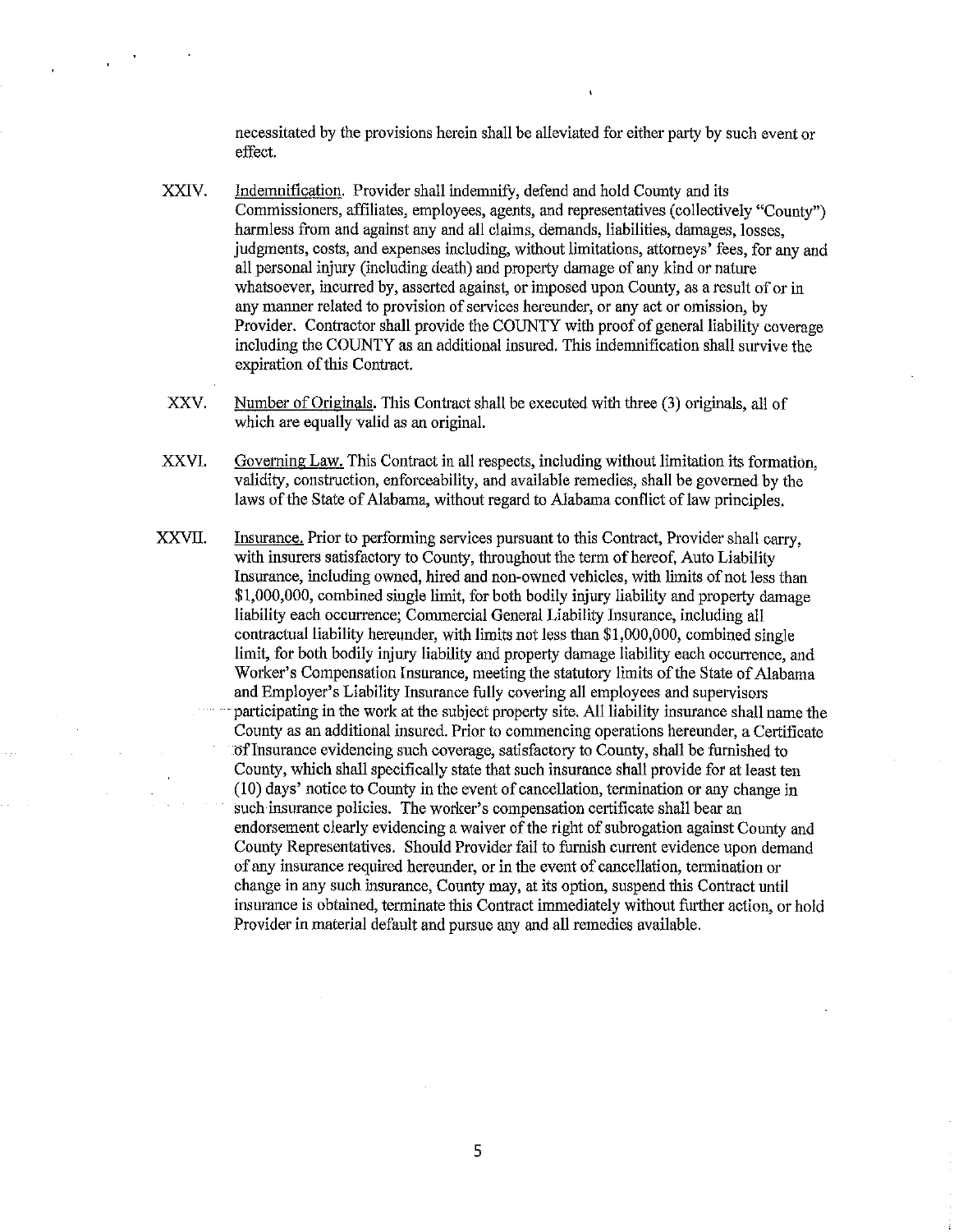necessitated by the provisions herein shall be alleviated for either party by such event or effect.

XXIV. Indemnification. Provider shall indemnify, defend and hold County and its Commissioners, affiliates, employees, agents, and representatives (collectively "County") harmless from and against any and all claims, demands, liabilities, damages, losses, judgments, costs, and expenses including, without limitations, attorneys' fees, for any and all personal injury (including death) and property damage of any kind or nature whatsoever, incurred by, asserted against, or imposed upon County, as a result of or in any manner related to provision of services hereunder, or any act or omission, by Provider. Contractor shall provide the COUNTY with proof of general liability coverage including the COUNTY as an additional insured. This indemnification shall survive the expiration of this Contract.

XXV. Number of Originals. This Contract shall be executed with three (3) originals, all of which are equally valid as an original.

XXVI. Governing Law. This Contract in all respects, including without limitation its formation, validity, construction, enforceability, and available remedies, shall be governed by the laws of the State of Alabama, without regard to Alabama conflict of law principles.

XXVII. Insurance. Prior to performing services pursuant to this Contract, Provider shall carry, with insurers satisfactory to County, throughout the term of hereof, Auto Liability Insurance, including owned, hired and non-owned vehicles, with limits of not less than $1,000,000, combined single limit, for both bodily injury liability and property damage liability each occurrence; Commercial General Liability Insurance, including all contractual liability hereunder, with limits not less than $1,000,000, combined single limit, for both bodily injury liability and property damage liability each occurrence, and Worker's Compensation Insurance, meeting the statutory limits of the State of Alabama and Employer's Liability Insurance fully covering all employees and supervisors participating in the work at the subject property site. All liability insurance shall name the County as an additional insured. Prior to commencing operations hereunder, a Certificate of Insurance evidencing such coverage, satisfactory to County, shall be furnished to County, which shall specifically state that such insurance shall provide for at least ten (10) days' notice to County in the event of cancellation, termination or any change in such insurance policies. The worker's compensation certificate shall bear an endorsement clearly evidencing a waiver of the right of subrogation against County and County Representatives. Should Provider fail to furnish current evidence upon demand of any insurance required hereunder, or in the event of cancellation, termination or change in any such insurance, County may, at its option, suspend this Contract until insurance is obtained, terminate this Contract immediately without further action, or hold Provider in material default and pursue any and all remedies available.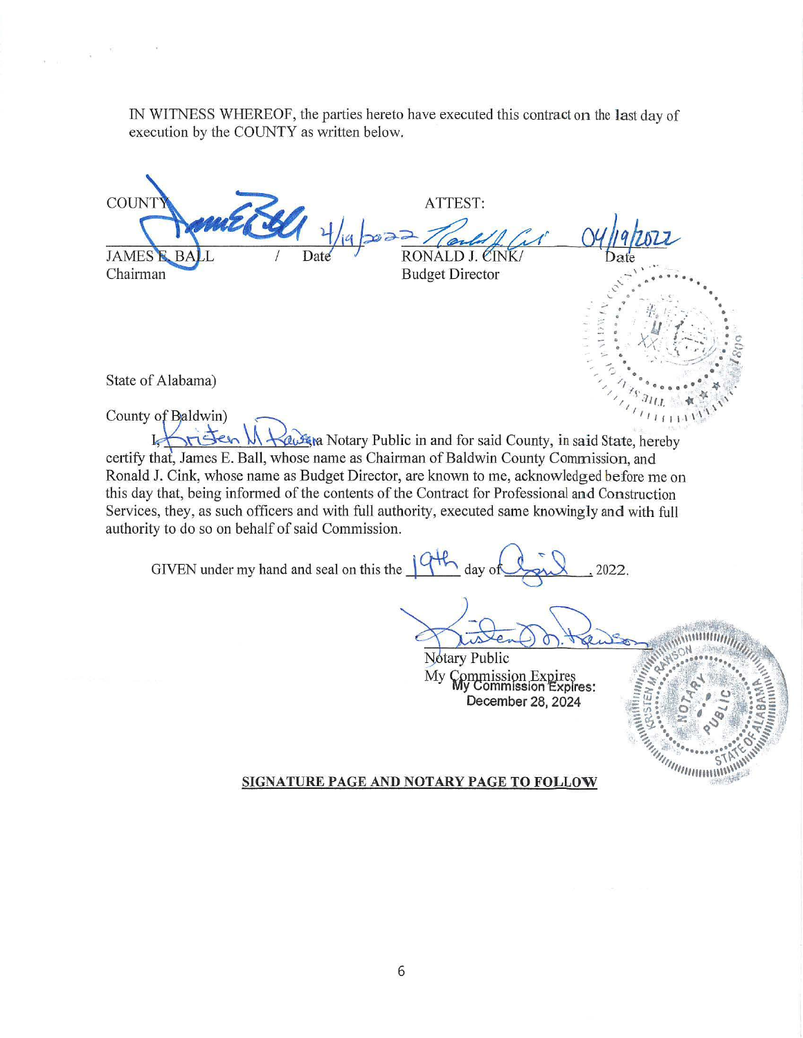IN WITNESS WHEREOF, the parties hereto have executed this contract on the last day of execution by the COUNTY as written below.

COUNTY

JAMES E. BALL / Date 4/19/2022
Chairman

ATTEST:

RONALD J. CINK/ Date 04/19/2022
Budget Director

State of Alabama)

County of Baldwin)

I, Kristen M Rawson, a Notary Public in and for said County, in said State, hereby certify that, James E. Ball, whose name as Chairman of Baldwin County Commission, and Ronald J. Cink, whose name as Budget Director, are known to me, acknowledged before me on this day that, being informed of the contents of the Contract for Professional and Construction Services, they, as such officers and with full authority, executed same knowingly and with full authority to do so on behalf of said Commission.

GIVEN under my hand and seal on this the 19th day of April, 2022.

Notary Public
My Commission Expires
My Commission Expires:
December 28, 2024

**SIGNATURE PAGE AND NOTARY PAGE TO FOLLOW**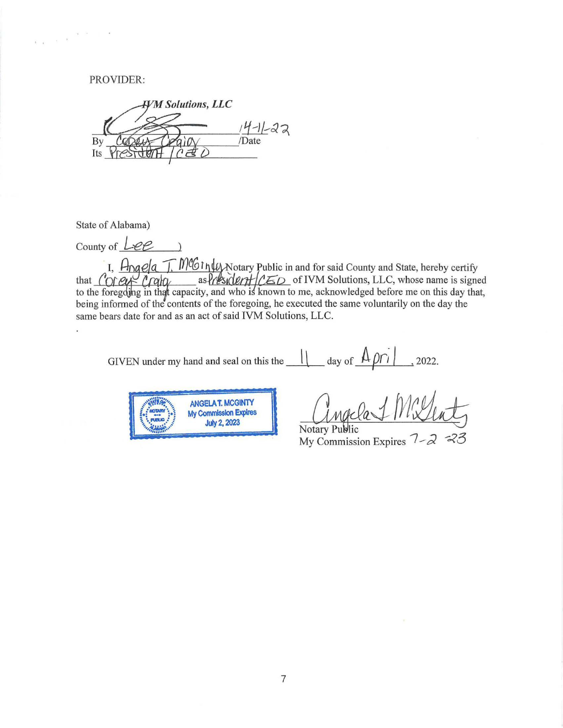PROVIDER:

*IVM Solutions, LLC*

By Corey Craig ______________ 4-11-22 /Date

Its President / CEO

State of Alabama)

County of Lee )

I, Angela T. McGinty Notary Public in and for said County and State, hereby certify that Corey Craig as President/CEO of IVM Solutions, LLC, whose name is signed to the foregoing in that capacity, and who is known to me, acknowledged before me on this day that, being informed of the contents of the foregoing, he executed the same voluntarily on the day the same bears date for and as an act of said IVM Solutions, LLC.

GIVEN under my hand and seal on this the 11 day of April, 2022.

ANGELA T. MCGINTY
My Commission Expires
July 2, 2023

Notary Public
My Commission Expires 7-2-23